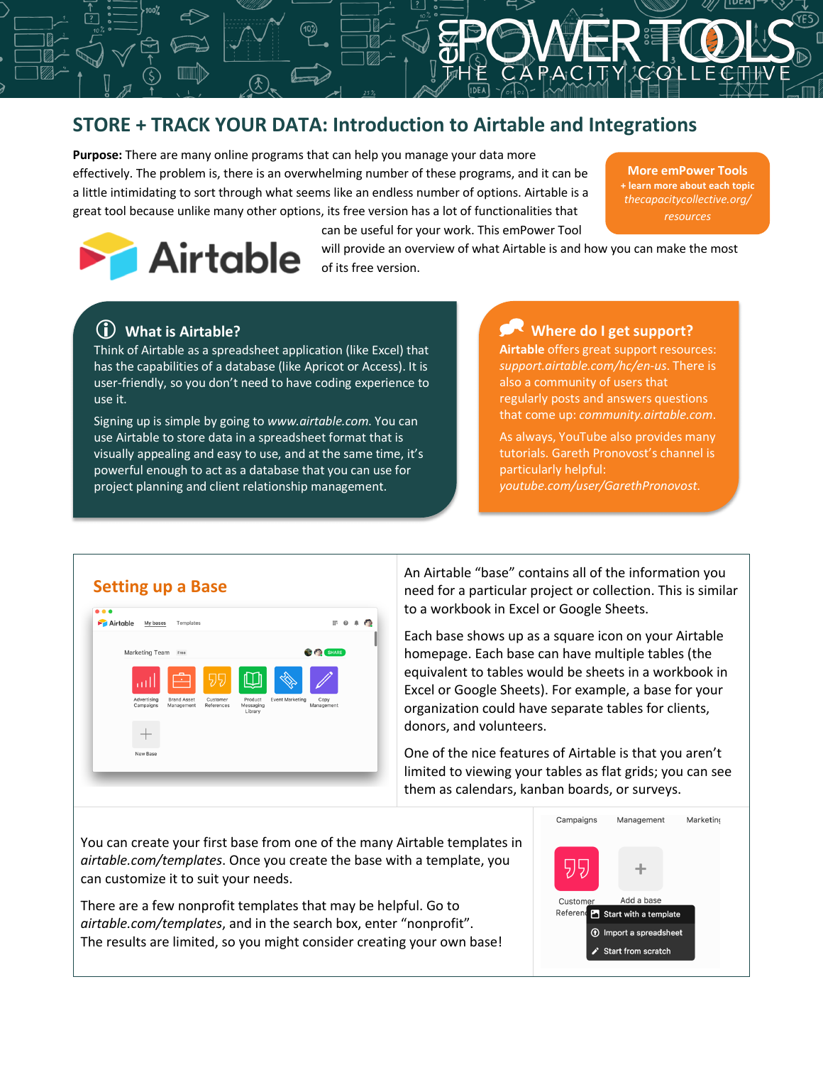# STORE + TRACK YOUR DATA: Introduction to Airtable and Integrations

**Purpose:** There are many online programs that can help you manage your data more effectively. The problem is, there is an overwhelming number of these programs, and it can be a little intimidating to sort through what seems like an endless number of options. Airtable is a great tool because unlike many other options, its free version has a lot of functionalities that can be useful for your work. This emPower Tool will provide an overview of what Airtable is and how you can make the most of its free version.

**More emPower Tools**
**+ learn more about each topic**
*thecapacitycollective.org/resources*

## What is Airtable?

Think of Airtable as a spreadsheet application (like Excel) that has the capabilities of a database (like Apricot or Access). It is user-friendly, so you don't need to have coding experience to use it.

Signing up is simple by going to *www.airtable.com*. You can use Airtable to store data in a spreadsheet format that is visually appealing and easy to use, and at the same time, it's powerful enough to act as a database that you can use for project planning and client relationship management.

## Where do I get support?

**Airtable** offers great support resources: *support.airtable.com/hc/en-us*. There is also a community of users that regularly posts and answers questions that come up: *community.airtable.com*.

As always, YouTube also provides many tutorials. Gareth Pronovost's channel is particularly helpful: *youtube.com/user/GarethPronovost*.

## Setting up a Base

An Airtable "base" contains all of the information you need for a particular project or collection. This is similar to a workbook in Excel or Google Sheets.

Each base shows up as a square icon on your Airtable homepage. Each base can have multiple tables (the equivalent to tables would be sheets in a workbook in Excel or Google Sheets). For example, a base for your organization could have separate tables for clients, donors, and volunteers.

One of the nice features of Airtable is that you aren't limited to viewing your tables as flat grids; you can see them as calendars, kanban boards, or surveys.

You can create your first base from one of the many Airtable templates in *airtable.com/templates*. Once you create the base with a template, you can customize it to suit your needs.

There are a few nonprofit templates that may be helpful. Go to *airtable.com/templates*, and in the search box, enter "nonprofit". The results are limited, so you might consider creating your own base!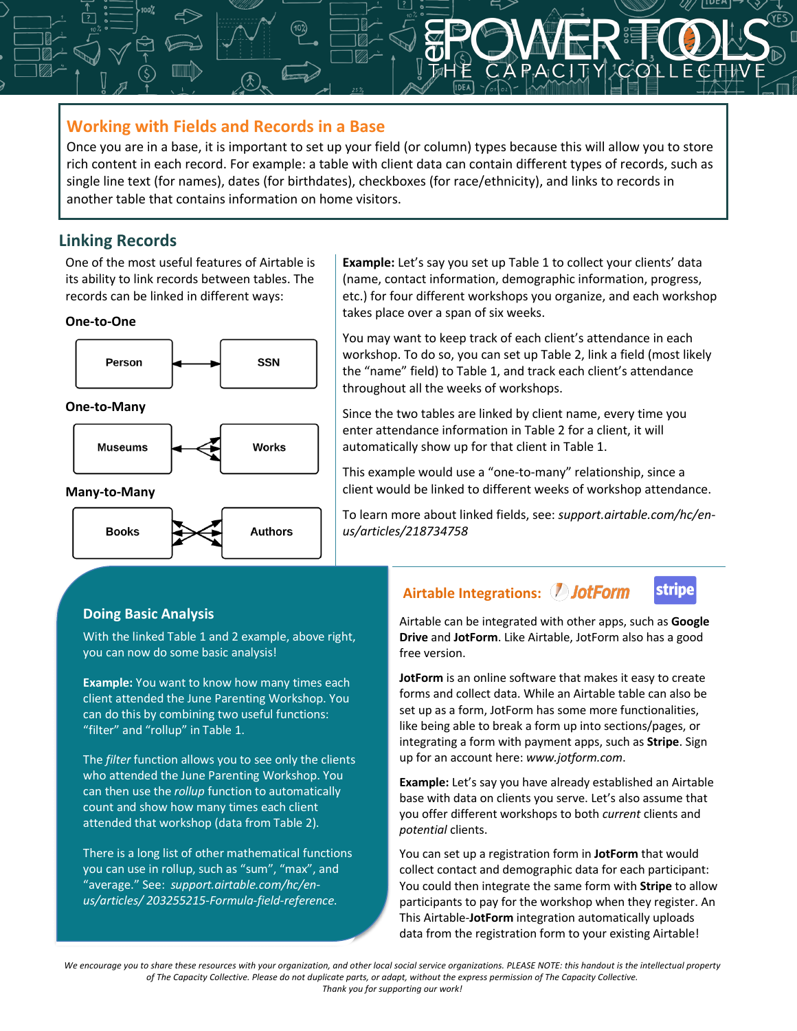## Working with Fields and Records in a Base

Once you are in a base, it is important to set up your field (or column) types because this will allow you to store rich content in each record. For example: a table with client data can contain different types of records, such as single line text (for names), dates (for birthdates), checkboxes (for race/ethnicity), and links to records in another table that contains information on home visitors.

## Linking Records

One of the most useful features of Airtable is its ability to link records between tables. The records can be linked in different ways:

**One-to-One**

Person ↔ SSN

**One-to-Many**

Museums ↔ Works

**Many-to-Many**

Books ↔ Authors

**Example:** Let's say you set up Table 1 to collect your clients' data (name, contact information, demographic information, progress, etc.) for four different workshops you organize, and each workshop takes place over a span of six weeks.

You may want to keep track of each client's attendance in each workshop. To do so, you can set up Table 2, link a field (most likely the "name" field) to Table 1, and track each client's attendance throughout all the weeks of workshops.

Since the two tables are linked by client name, every time you enter attendance information in Table 2 for a client, it will automatically show up for that client in Table 1.

This example would use a "one-to-many" relationship, since a client would be linked to different weeks of workshop attendance.

To learn more about linked fields, see: *support.airtable.com/hc/en-us/articles/218734758*

### Doing Basic Analysis

With the linked Table 1 and 2 example, above right, you can now do some basic analysis!

**Example:** You want to know how many times each client attended the June Parenting Workshop. You can do this by combining two useful functions: "filter" and "rollup" in Table 1.

The *filter* function allows you to see only the clients who attended the June Parenting Workshop. You can then use the *rollup* function to automatically count and show how many times each client attended that workshop (data from Table 2).

There is a long list of other mathematical functions you can use in rollup, such as "sum", "max", and "average." See: *support.airtable.com/hc/en-us/articles/ 203255215-Formula-field-reference.*

### Airtable Integrations: JotForm stripe

Airtable can be integrated with other apps, such as **Google Drive** and **JotForm**. Like Airtable, JotForm also has a good free version.

**JotForm** is an online software that makes it easy to create forms and collect data. While an Airtable table can also be set up as a form, JotForm has some more functionalities, like being able to break a form up into sections/pages, or integrating a form with payment apps, such as **Stripe**. Sign up for an account here: *www.jotform.com*.

**Example:** Let's say you have already established an Airtable base with data on clients you serve. Let's also assume that you offer different workshops to both *current* clients and *potential* clients.

You can set up a registration form in **JotForm** that would collect contact and demographic data for each participant: You could then integrate the same form with **Stripe** to allow participants to pay for the workshop when they register. An This Airtable-**JotForm** integration automatically uploads data from the registration form to your existing Airtable!

*We encourage you to share these resources with your organization, and other local social service organizations. PLEASE NOTE: this handout is the intellectual property of The Capacity Collective. Please do not duplicate parts, or adapt, without the express permission of The Capacity Collective. Thank you for supporting our work!*